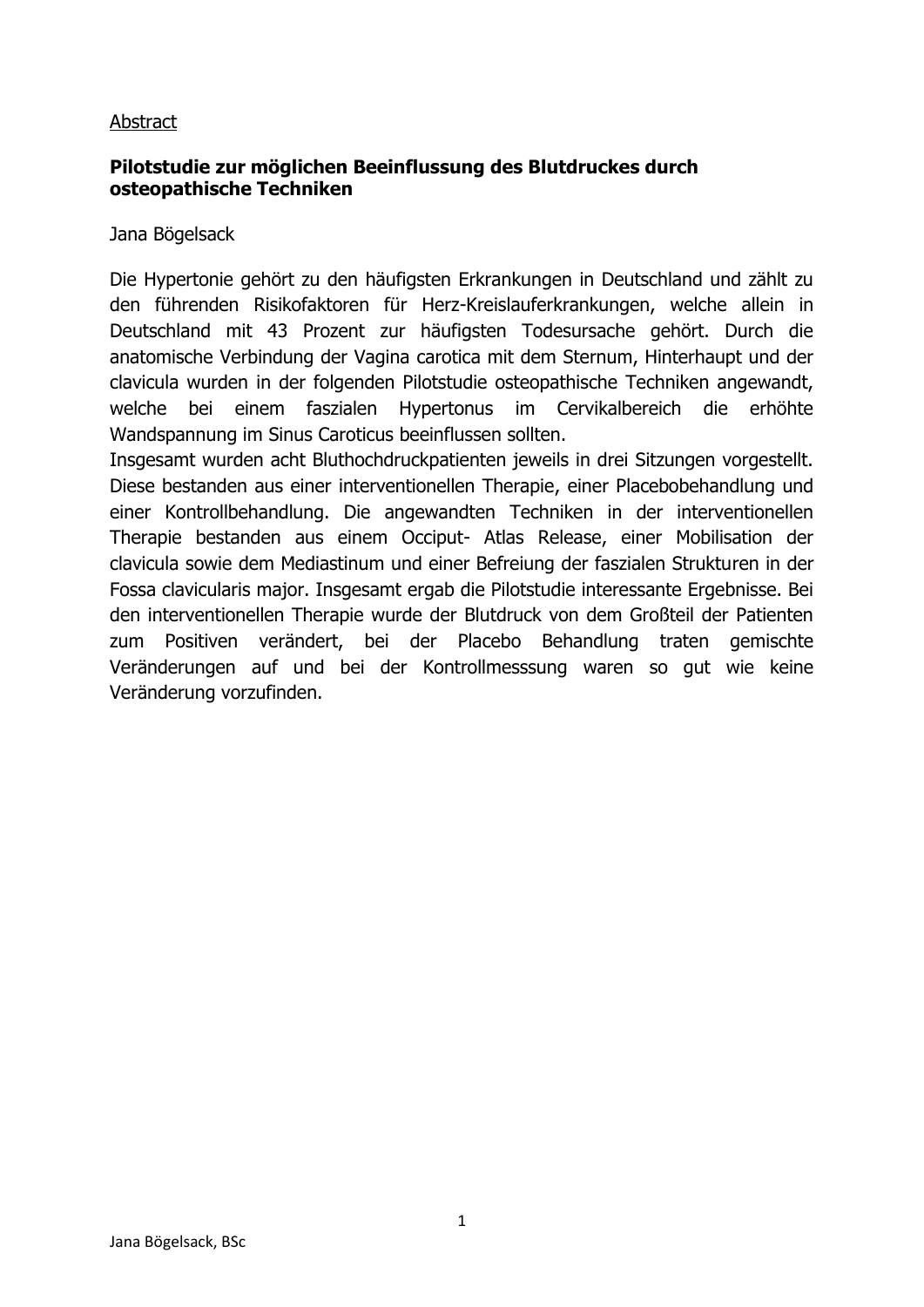Abstract

**Pilotstudie zur möglichen Beeinflussung des Blutdruckes durch osteopathische Techniken**

Jana Bögelsack

Die Hypertonie gehört zu den häufigsten Erkrankungen in Deutschland und zählt zu den führenden Risikofaktoren für Herz-Kreislauferkrankungen, welche allein in Deutschland mit 43 Prozent zur häufigsten Todesursache gehört. Durch die anatomische Verbindung der Vagina carotica mit dem Sternum, Hinterhaupt und der clavicula wurden in der folgenden Pilotstudie osteopathische Techniken angewandt, welche bei einem faszialen Hypertonus im Cervikalbereich die erhöhte Wandspannung im Sinus Caroticus beeinflussen sollten.
Insgesamt wurden acht Bluthochdruckpatienten jeweils in drei Sitzungen vorgestellt. Diese bestanden aus einer interventionellen Therapie, einer Placebobehandlung und einer Kontrollbehandlung. Die angewandten Techniken in der interventionellen Therapie bestanden aus einem Occiput- Atlas Release, einer Mobilisation der clavicula sowie dem Mediastinum und einer Befreiung der faszialen Strukturen in der Fossa clavicularis major. Insgesamt ergab die Pilotstudie interessante Ergebnisse. Bei den interventionellen Therapie wurde der Blutdruck von dem Großteil der Patienten zum Positiven verändert, bei der Placebo Behandlung traten gemischte Veränderungen auf und bei der Kontrollmesssung waren so gut wie keine Veränderung vorzufinden.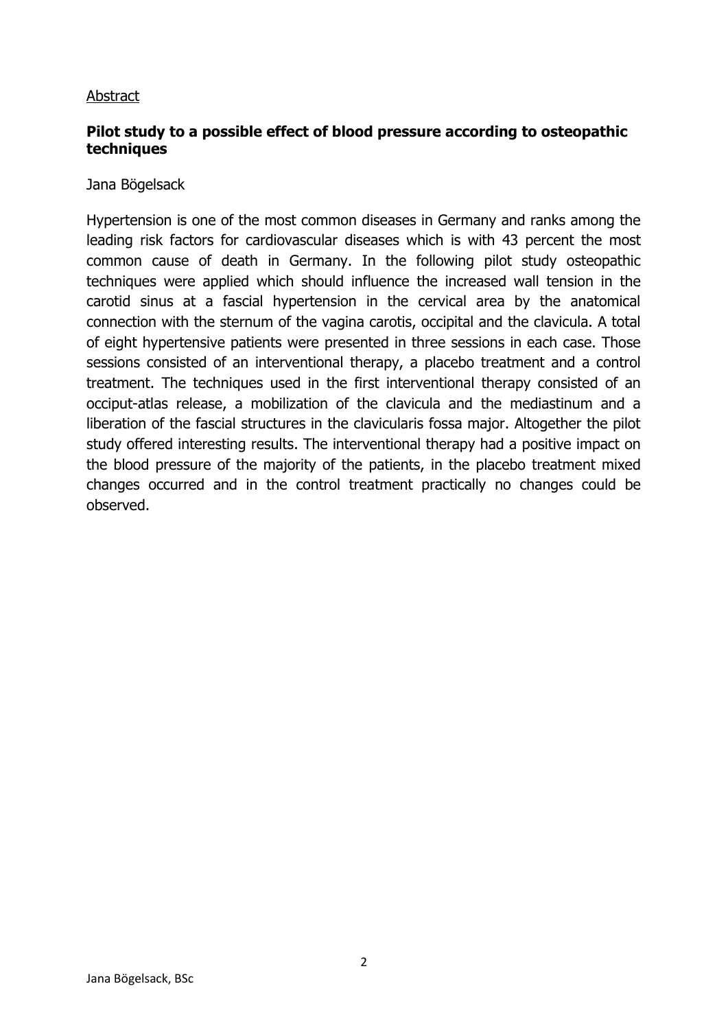Abstract

## Pilot study to a possible effect of blood pressure according to osteopathic techniques

Jana Bögelsack

Hypertension is one of the most common diseases in Germany and ranks among the leading risk factors for cardiovascular diseases which is with 43 percent the most common cause of death in Germany. In the following pilot study osteopathic techniques were applied which should influence the increased wall tension in the carotid sinus at a fascial hypertension in the cervical area by the anatomical connection with the sternum of the vagina carotis, occipital and the clavicula. A total of eight hypertensive patients were presented in three sessions in each case. Those sessions consisted of an interventional therapy, a placebo treatment and a control treatment. The techniques used in the first interventional therapy consisted of an occiput-atlas release, a mobilization of the clavicula and the mediastinum and a liberation of the fascial structures in the clavicularis fossa major. Altogether the pilot study offered interesting results. The interventional therapy had a positive impact on the blood pressure of the majority of the patients, in the placebo treatment mixed changes occurred and in the control treatment practically no changes could be observed.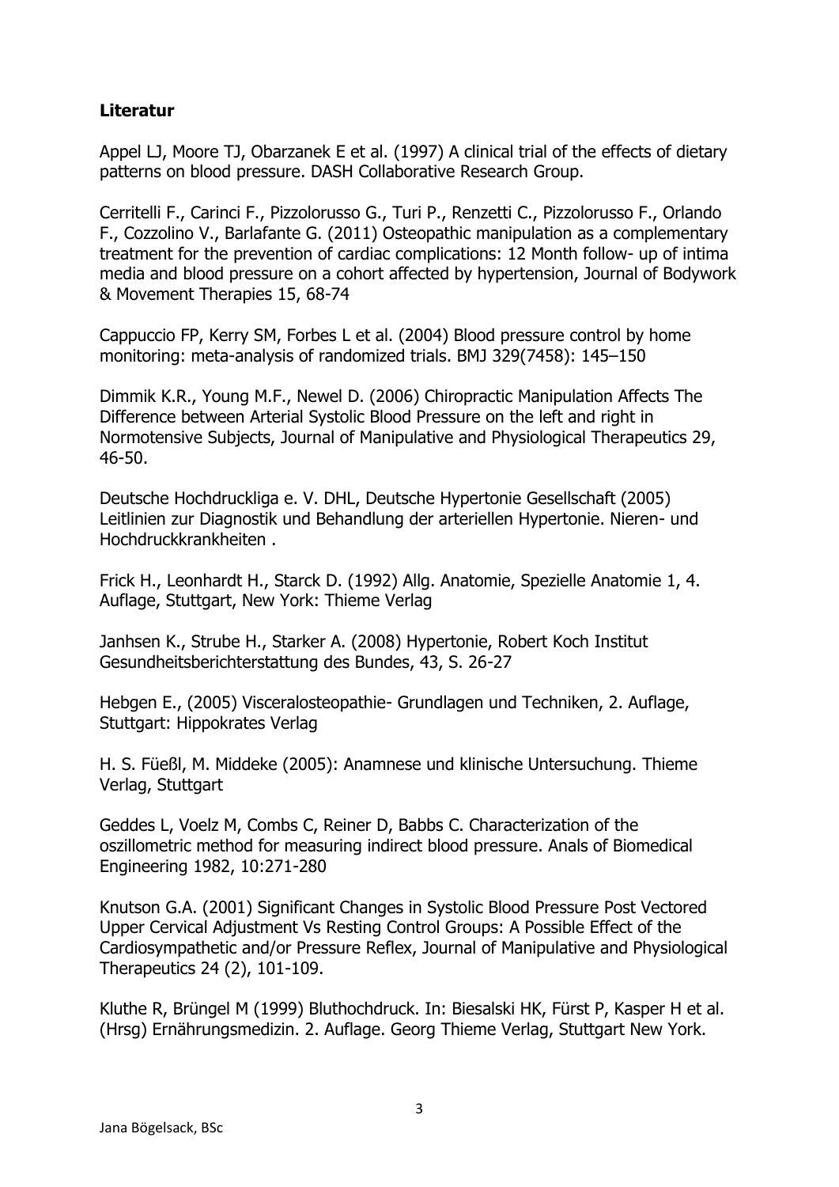**Literatur**

Appel LJ, Moore TJ, Obarzanek E et al. (1997) A clinical trial of the effects of dietary patterns on blood pressure. DASH Collaborative Research Group.

Cerritelli F., Carinci F., Pizzolorusso G., Turi P., Renzetti C., Pizzolorusso F., Orlando F., Cozzolino V., Barlafante G. (2011) Osteopathic manipulation as a complementary treatment for the prevention of cardiac complications: 12 Month follow- up of intima media and blood pressure on a cohort affected by hypertension, Journal of Bodywork & Movement Therapies 15, 68-74

Cappuccio FP, Kerry SM, Forbes L et al. (2004) Blood pressure control by home monitoring: meta-analysis of randomized trials. BMJ 329(7458): 145–150

Dimmik K.R., Young M.F., Newel D. (2006) Chiropractic Manipulation Affects The Difference between Arterial Systolic Blood Pressure on the left and right in Normotensive Subjects, Journal of Manipulative and Physiological Therapeutics 29, 46-50.

Deutsche Hochdruckliga e. V. DHL, Deutsche Hypertonie Gesellschaft (2005) Leitlinien zur Diagnostik und Behandlung der arteriellen Hypertonie. Nieren- und Hochdruckkrankheiten .

Frick H., Leonhardt H., Starck D. (1992) Allg. Anatomie, Spezielle Anatomie 1, 4. Auflage, Stuttgart, New York: Thieme Verlag

Janhsen K., Strube H., Starker A. (2008) Hypertonie, Robert Koch Institut Gesundheitsberichterstattung des Bundes, 43, S. 26-27

Hebgen E., (2005) Visceralosteopathie- Grundlagen und Techniken, 2. Auflage, Stuttgart: Hippokrates Verlag

H. S. Füeßl, M. Middeke (2005): Anamnese und klinische Untersuchung. Thieme Verlag, Stuttgart

Geddes L, Voelz M, Combs C, Reiner D, Babbs C. Characterization of the oszillometric method for measuring indirect blood pressure. Anals of Biomedical Engineering 1982, 10:271-280

Knutson G.A. (2001) Significant Changes in Systolic Blood Pressure Post Vectored Upper Cervical Adjustment Vs Resting Control Groups: A Possible Effect of the Cardiosympathetic and/or Pressure Reflex, Journal of Manipulative and Physiological Therapeutics 24 (2), 101-109.

Kluthe R, Brüngel M (1999) Bluthochdruck. In: Biesalski HK, Fürst P, Kasper H et al. (Hrsg) Ernährungsmedizin. 2. Auflage. Georg Thieme Verlag, Stuttgart New York.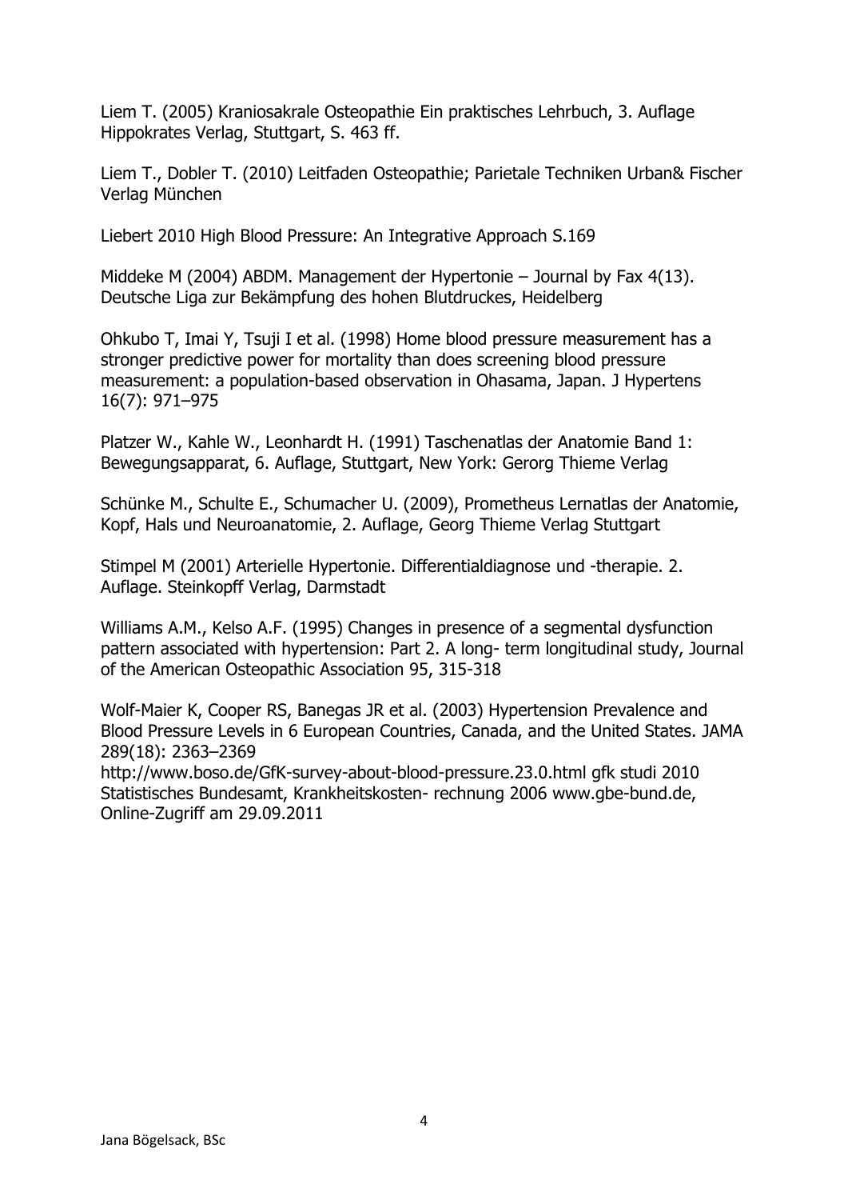Liem T. (2005) Kraniosakrale Osteopathie Ein praktisches Lehrbuch, 3. Auflage Hippokrates Verlag, Stuttgart, S. 463 ff.

Liem T., Dobler T. (2010) Leitfaden Osteopathie; Parietale Techniken Urban& Fischer Verlag München

Liebert 2010 High Blood Pressure: An Integrative Approach S.169

Middeke M (2004) ABDM. Management der Hypertonie – Journal by Fax 4(13). Deutsche Liga zur Bekämpfung des hohen Blutdruckes, Heidelberg

Ohkubo T, Imai Y, Tsuji I et al. (1998) Home blood pressure measurement has a stronger predictive power for mortality than does screening blood pressure measurement: a population-based observation in Ohasama, Japan. J Hypertens 16(7): 971–975

Platzer W., Kahle W., Leonhardt H. (1991) Taschenatlas der Anatomie Band 1: Bewegungsapparat, 6. Auflage, Stuttgart, New York: Gerorg Thieme Verlag

Schünke M., Schulte E., Schumacher U. (2009), Prometheus Lernatlas der Anatomie, Kopf, Hals und Neuroanatomie, 2. Auflage, Georg Thieme Verlag Stuttgart

Stimpel M (2001) Arterielle Hypertonie. Differentialdiagnose und -therapie. 2. Auflage. Steinkopff Verlag, Darmstadt

Williams A.M., Kelso A.F. (1995) Changes in presence of a segmental dysfunction pattern associated with hypertension: Part 2. A long- term longitudinal study, Journal of the American Osteopathic Association 95, 315-318

Wolf-Maier K, Cooper RS, Banegas JR et al. (2003) Hypertension Prevalence and Blood Pressure Levels in 6 European Countries, Canada, and the United States. JAMA 289(18): 2363–2369
http://www.boso.de/GfK-survey-about-blood-pressure.23.0.html gfk studi 2010
Statistisches Bundesamt, Krankheitskosten- rechnung 2006 www.gbe-bund.de, Online-Zugriff am 29.09.2011